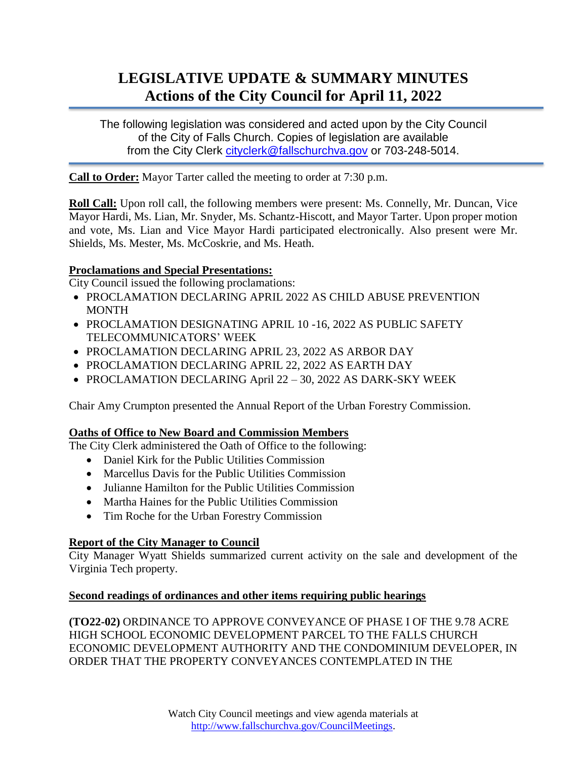# LEGISLATIVE UPDATE & SUMMARY MINUTES
## Actions of the City Council for April 11, 2022

The following legislation was considered and acted upon by the City Council of the City of Falls Church. Copies of legislation are available from the City Clerk cityclerk@fallschurchva.gov or 703-248-5014.

**Call to Order:** Mayor Tarter called the meeting to order at 7:30 p.m.

**Roll Call:** Upon roll call, the following members were present: Ms. Connelly, Mr. Duncan, Vice Mayor Hardi, Ms. Lian, Mr. Snyder, Ms. Schantz-Hiscott, and Mayor Tarter. Upon proper motion and vote, Ms. Lian and Vice Mayor Hardi participated electronically. Also present were Mr. Shields, Ms. Mester, Ms. McCoskrie, and Ms. Heath.

**Proclamations and Special Presentations:**

City Council issued the following proclamations:

- PROCLAMATION DECLARING APRIL 2022 AS CHILD ABUSE PREVENTION MONTH
- PROCLAMATION DESIGNATING APRIL 10 -16, 2022 AS PUBLIC SAFETY TELECOMMUNICATORS' WEEK
- PROCLAMATION DECLARING APRIL 23, 2022 AS ARBOR DAY
- PROCLAMATION DECLARING APRIL 22, 2022 AS EARTH DAY
- PROCLAMATION DECLARING April 22 – 30, 2022 AS DARK-SKY WEEK

Chair Amy Crumpton presented the Annual Report of the Urban Forestry Commission.

**Oaths of Office to New Board and Commission Members**

The City Clerk administered the Oath of Office to the following:

- Daniel Kirk for the Public Utilities Commission
- Marcellus Davis for the Public Utilities Commission
- Julianne Hamilton for the Public Utilities Commission
- Martha Haines for the Public Utilities Commission
- Tim Roche for the Urban Forestry Commission

**Report of the City Manager to Council**

City Manager Wyatt Shields summarized current activity on the sale and development of the Virginia Tech property.

**Second readings of ordinances and other items requiring public hearings**

**(TO22-02)** ORDINANCE TO APPROVE CONVEYANCE OF PHASE I OF THE 9.78 ACRE HIGH SCHOOL ECONOMIC DEVELOPMENT PARCEL TO THE FALLS CHURCH ECONOMIC DEVELOPMENT AUTHORITY AND THE CONDOMINIUM DEVELOPER, IN ORDER THAT THE PROPERTY CONVEYANCES CONTEMPLATED IN THE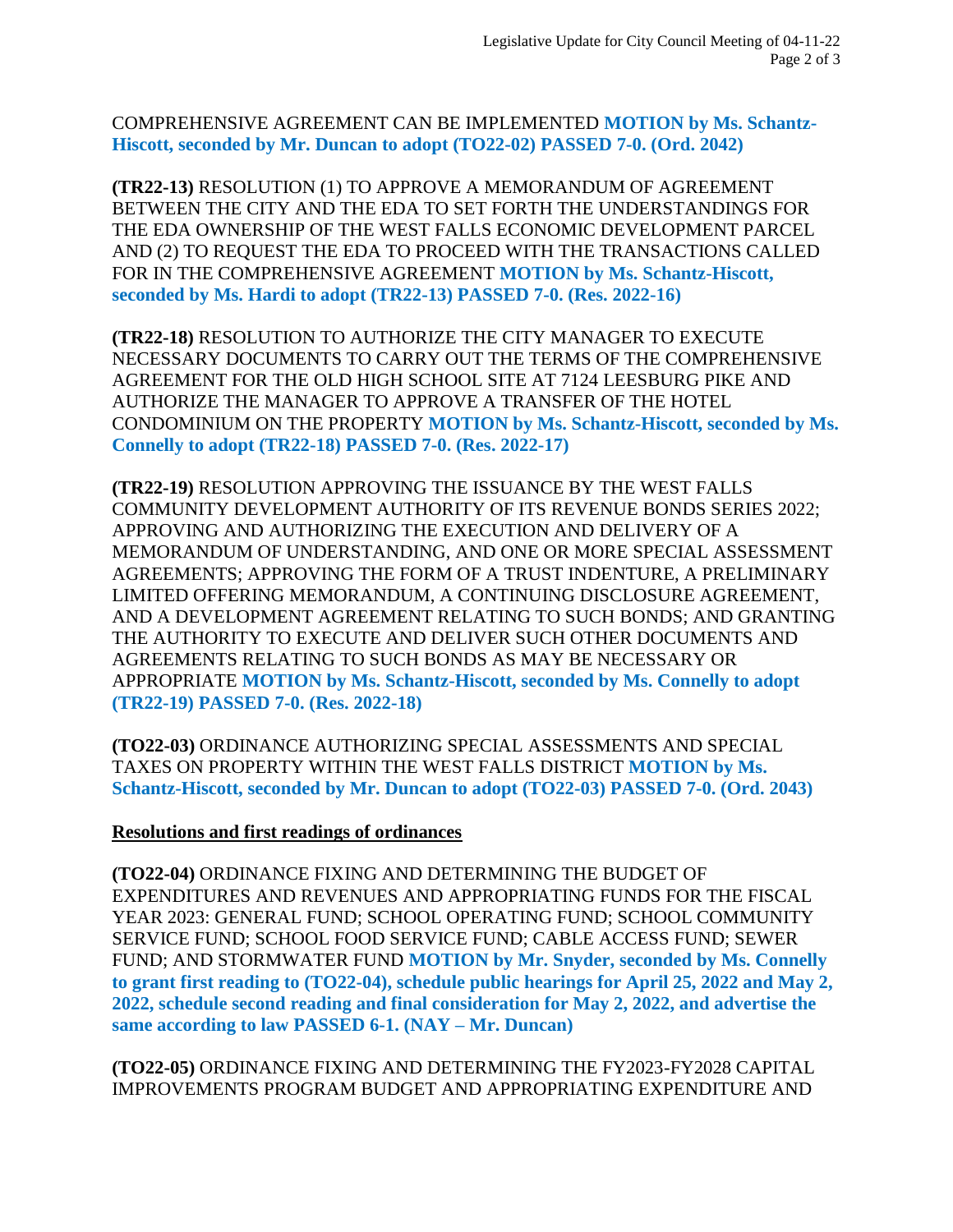COMPREHENSIVE AGREEMENT CAN BE IMPLEMENTED **MOTION by Ms. Schantz-Hiscott, seconded by Mr. Duncan to adopt (TO22-02) PASSED 7-0. (Ord. 2042)**

**(TR22-13)** RESOLUTION (1) TO APPROVE A MEMORANDUM OF AGREEMENT BETWEEN THE CITY AND THE EDA TO SET FORTH THE UNDERSTANDINGS FOR THE EDA OWNERSHIP OF THE WEST FALLS ECONOMIC DEVELOPMENT PARCEL AND (2) TO REQUEST THE EDA TO PROCEED WITH THE TRANSACTIONS CALLED FOR IN THE COMPREHENSIVE AGREEMENT **MOTION by Ms. Schantz-Hiscott, seconded by Ms. Hardi to adopt (TR22-13) PASSED 7-0. (Res. 2022-16)**

**(TR22-18)** RESOLUTION TO AUTHORIZE THE CITY MANAGER TO EXECUTE NECESSARY DOCUMENTS TO CARRY OUT THE TERMS OF THE COMPREHENSIVE AGREEMENT FOR THE OLD HIGH SCHOOL SITE AT 7124 LEESBURG PIKE AND AUTHORIZE THE MANAGER TO APPROVE A TRANSFER OF THE HOTEL CONDOMINIUM ON THE PROPERTY **MOTION by Ms. Schantz-Hiscott, seconded by Ms. Connelly to adopt (TR22-18) PASSED 7-0. (Res. 2022-17)**

**(TR22-19)** RESOLUTION APPROVING THE ISSUANCE BY THE WEST FALLS COMMUNITY DEVELOPMENT AUTHORITY OF ITS REVENUE BONDS SERIES 2022; APPROVING AND AUTHORIZING THE EXECUTION AND DELIVERY OF A MEMORANDUM OF UNDERSTANDING, AND ONE OR MORE SPECIAL ASSESSMENT AGREEMENTS; APPROVING THE FORM OF A TRUST INDENTURE, A PRELIMINARY LIMITED OFFERING MEMORANDUM, A CONTINUING DISCLOSURE AGREEMENT, AND A DEVELOPMENT AGREEMENT RELATING TO SUCH BONDS; AND GRANTING THE AUTHORITY TO EXECUTE AND DELIVER SUCH OTHER DOCUMENTS AND AGREEMENTS RELATING TO SUCH BONDS AS MAY BE NECESSARY OR APPROPRIATE **MOTION by Ms. Schantz-Hiscott, seconded by Ms. Connelly to adopt (TR22-19) PASSED 7-0. (Res. 2022-18)**

**(TO22-03)** ORDINANCE AUTHORIZING SPECIAL ASSESSMENTS AND SPECIAL TAXES ON PROPERTY WITHIN THE WEST FALLS DISTRICT **MOTION by Ms. Schantz-Hiscott, seconded by Mr. Duncan to adopt (TO22-03) PASSED 7-0. (Ord. 2043)**

**Resolutions and first readings of ordinances**

**(TO22-04)** ORDINANCE FIXING AND DETERMINING THE BUDGET OF EXPENDITURES AND REVENUES AND APPROPRIATING FUNDS FOR THE FISCAL YEAR 2023: GENERAL FUND; SCHOOL OPERATING FUND; SCHOOL COMMUNITY SERVICE FUND; SCHOOL FOOD SERVICE FUND; CABLE ACCESS FUND; SEWER FUND; AND STORMWATER FUND **MOTION by Mr. Snyder, seconded by Ms. Connelly to grant first reading to (TO22-04), schedule public hearings for April 25, 2022 and May 2, 2022, schedule second reading and final consideration for May 2, 2022, and advertise the same according to law PASSED 6-1. (NAY – Mr. Duncan)**

**(TO22-05)** ORDINANCE FIXING AND DETERMINING THE FY2023-FY2028 CAPITAL IMPROVEMENTS PROGRAM BUDGET AND APPROPRIATING EXPENDITURE AND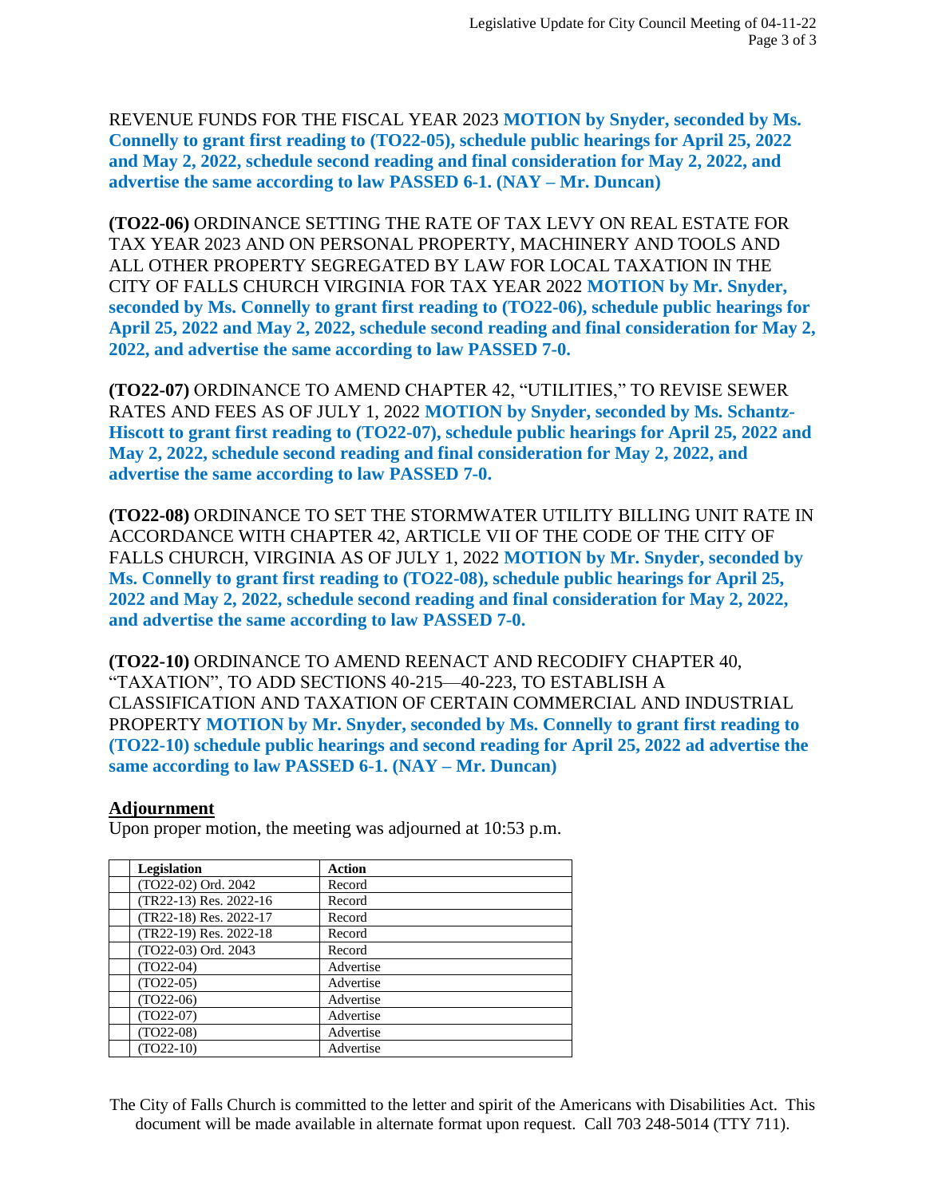REVENUE FUNDS FOR THE FISCAL YEAR 2023 **MOTION by Snyder, seconded by Ms. Connelly to grant first reading to (TO22-05), schedule public hearings for April 25, 2022 and May 2, 2022, schedule second reading and final consideration for May 2, 2022, and advertise the same according to law PASSED 6-1. (NAY – Mr. Duncan)**

**(TO22-06)** ORDINANCE SETTING THE RATE OF TAX LEVY ON REAL ESTATE FOR TAX YEAR 2023 AND ON PERSONAL PROPERTY, MACHINERY AND TOOLS AND ALL OTHER PROPERTY SEGREGATED BY LAW FOR LOCAL TAXATION IN THE CITY OF FALLS CHURCH VIRGINIA FOR TAX YEAR 2022 **MOTION by Mr. Snyder, seconded by Ms. Connelly to grant first reading to (TO22-06), schedule public hearings for April 25, 2022 and May 2, 2022, schedule second reading and final consideration for May 2, 2022, and advertise the same according to law PASSED 7-0.**

**(TO22-07)** ORDINANCE TO AMEND CHAPTER 42, "UTILITIES," TO REVISE SEWER RATES AND FEES AS OF JULY 1, 2022 **MOTION by Snyder, seconded by Ms. Schantz-Hiscott to grant first reading to (TO22-07), schedule public hearings for April 25, 2022 and May 2, 2022, schedule second reading and final consideration for May 2, 2022, and advertise the same according to law PASSED 7-0.**

**(TO22-08)** ORDINANCE TO SET THE STORMWATER UTILITY BILLING UNIT RATE IN ACCORDANCE WITH CHAPTER 42, ARTICLE VII OF THE CODE OF THE CITY OF FALLS CHURCH, VIRGINIA AS OF JULY 1, 2022 **MOTION by Mr. Snyder, seconded by Ms. Connelly to grant first reading to (TO22-08), schedule public hearings for April 25, 2022 and May 2, 2022, schedule second reading and final consideration for May 2, 2022, and advertise the same according to law PASSED 7-0.**

**(TO22-10)** ORDINANCE TO AMEND REENACT AND RECODIFY CHAPTER 40, "TAXATION", TO ADD SECTIONS 40-215—40-223, TO ESTABLISH A CLASSIFICATION AND TAXATION OF CERTAIN COMMERCIAL AND INDUSTRIAL PROPERTY **MOTION by Mr. Snyder, seconded by Ms. Connelly to grant first reading to (TO22-10) schedule public hearings and second reading for April 25, 2022 ad advertise the same according to law PASSED 6-1. (NAY – Mr. Duncan)**

## Adjournment

Upon proper motion, the meeting was adjourned at 10:53 p.m.

| | Legislation | Action |
|---|---|---|
| | (TO22-02) Ord. 2042 | Record |
| | (TR22-13) Res. 2022-16 | Record |
| | (TR22-18) Res. 2022-17 | Record |
| | (TR22-19) Res. 2022-18 | Record |
| | (TO22-03) Ord. 2043 | Record |
| | (TO22-04) | Advertise |
| | (TO22-05) | Advertise |
| | (TO22-06) | Advertise |
| | (TO22-07) | Advertise |
| | (TO22-08) | Advertise |
| | (TO22-10) | Advertise |

The City of Falls Church is committed to the letter and spirit of the Americans with Disabilities Act. This document will be made available in alternate format upon request. Call 703 248-5014 (TTY 711).